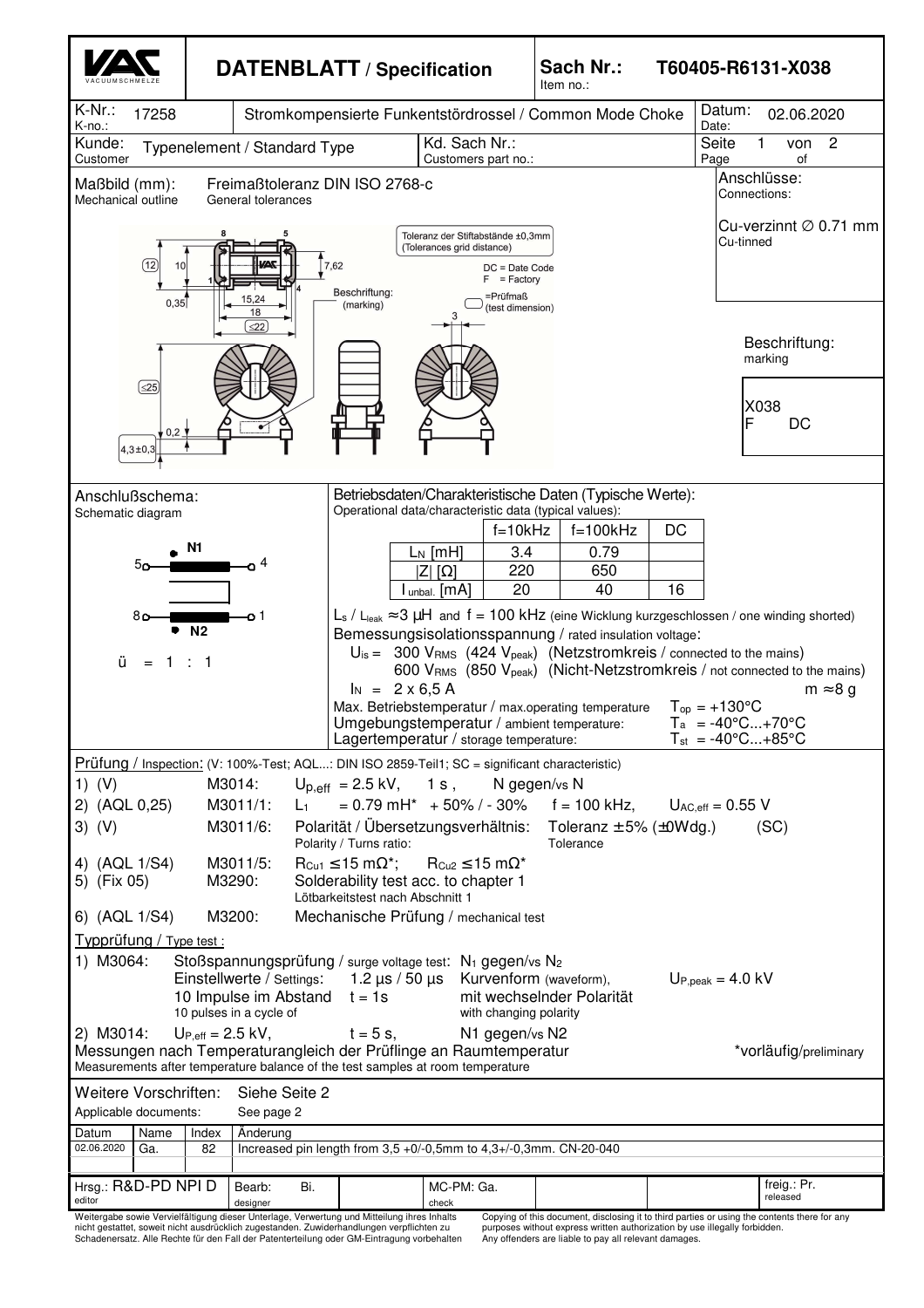# DATENBLATT / Specification

**Sach Nr.:** T60405-R6131-X038
Item no.:

| K-Nr.: 17258 K-no.: | Stromkompensierte Funkentstördrossel / Common Mode Choke | Datum: 02.06.2020 Date: |
|---|---|---|
| Kunde: Customer | Typenelement / Standard Type | Kd. Sach Nr.: Customers part no.: |

**Maßbild (mm):** Mechanical outline — Freimaßtoleranz DIN ISO 2768-c, General tolerances

Toleranz der Stiftabstände ±0,3mm (Tolerances grid distance)
DC = Date Code
F = Factory
Beschriftung: (marking)
=Prüfmaß (test dimension)

Dimensions: 12, 10, 0,35, 15,24, 18, ≤22, 7,62, 3, ≤25, 0,2, 4,3±0,3; Pins 8, 5, 1, 4

**Anschlüsse:** Connections:
Cu-verzinnt ∅ 0.71 mm
Cu-tinned

**Beschriftung:** marking
X038
F DC

**Anschlußschema:** Schematic diagram

N1: 5 — 4
N2: 8 — 1

ü = 1 : 1

**Betriebsdaten/Charakteristische Daten (Typische Werte):**
Operational data/characteristic data (typical values):

| | f=10kHz | f=100kHz | DC |
|---|---|---|---|
| $L_N$ [mH] | 3.4 | 0.79 | |
| $\|Z\|$ [Ω] | 220 | 650 | |
| $I_{unbal.}$ [mA] | 20 | 40 | 16 |

$L_s$ / $L_{leak}$ ≈3 µH and f = 100 kHz (eine Wicklung kurzgeschlossen / one winding shorted)

Bemessungsisolationsspannung / rated insulation voltage:
$U_{is}$ = 300 $V_{RMS}$ (424 $V_{peak}$) (Netzstromkreis / connected to the mains)
600 $V_{RMS}$ (850 $V_{peak}$) (Nicht-Netzstromkreis / not connected to the mains)

$I_N$ = 2 x 6,5 A — m ≈8 g

Max. Betriebstemperatur / max.operating temperature — $T_{op}$ = +130°C
Umgebungstemperatur / ambient temperature: — $T_a$ = -40°C...+70°C
Lagertemperatur / storage temperature: — $T_{st}$ = -40°C...+85°C

**Prüfung / Inspection:** (V: 100%-Test; AQL...: DIN ISO 2859-Teil1; SC = significant characteristic)

1) (V) M3014: $U_{p,eff}$ = 2.5 kV, 1 s, N gegen/vs N
2) (AQL 0,25) M3011/1: $L_1$ = 0.79 mH* + 50% / - 30% f = 100 kHz, $U_{AC,eff}$ = 0.55 V
3) (V) M3011/6: Polarität / Übersetzungsverhältnis: Polarity / Turns ratio: Toleranz ±5% (±0Wdg.) Tolerance (SC)
4) (AQL 1/S4) M3011/5: $R_{Cu1}$ ≤15 mΩ*; $R_{Cu2}$ ≤15 mΩ*
5) (Fix 05) M3290: Solderability test acc. to chapter 1 — Lötbarkeitstest nach Abschnitt 1
6) (AQL 1/S4) M3200: Mechanische Prüfung / mechanical test

**Typprüfung / Type test :**

1) M3064: Stoßspannungsprüfung / surge voltage test: $N_1$ gegen/vs $N_2$
Einstellwerte / Settings: 1.2 µs / 50 µs Kurvenform (waveform), $U_{P,peak}$ = 4.0 kV
10 Impulse im Abstand t = 1s mit wechselnder Polarität
10 pulses in a cycle of — with changing polarity

2) M3014: $U_{P,eff}$ = 2.5 kV, t = 5 s, N1 gegen/vs N2

Messungen nach Temperaturangleich der Prüflinge an Raumtemperatur — *vorläufig/preliminary
Measurements after temperature balance of the test samples at room temperature

Weitere Vorschriften: Siehe Seite 2
Applicable documents: See page 2

| Datum | Name | Index | Änderung |
|---|---|---|---|
| 02.06.2020 | Ga. | 82 | Increased pin length from 3,5 +0/-0,5mm to 4,3+/-0,3mm. CN-20-040 |

| Hrsg.: R&D-PD NPI D (editor) | Bearb.: Bi. (designer) | MC-PM: Ga. (check) | freig.: Pr. (released) |
|---|---|---|---|

Weitergabe sowie Vervielfältigung dieser Unterlage, Verwertung und Mitteilung ihres Inhalts nicht gestattet, soweit nicht ausdrücklich zugestanden. Zuwiderhandlungen verpflichten zu Schadenersatz. Alle Rechte für den Fall der Patenterteilung oder GM-Eintragung vorbehalten

Copying of this document, disclosing it to third parties or using the contents there for any purposes without express written authorization by use illegally forbidden. Any offenders are liable to pay all relevant damages.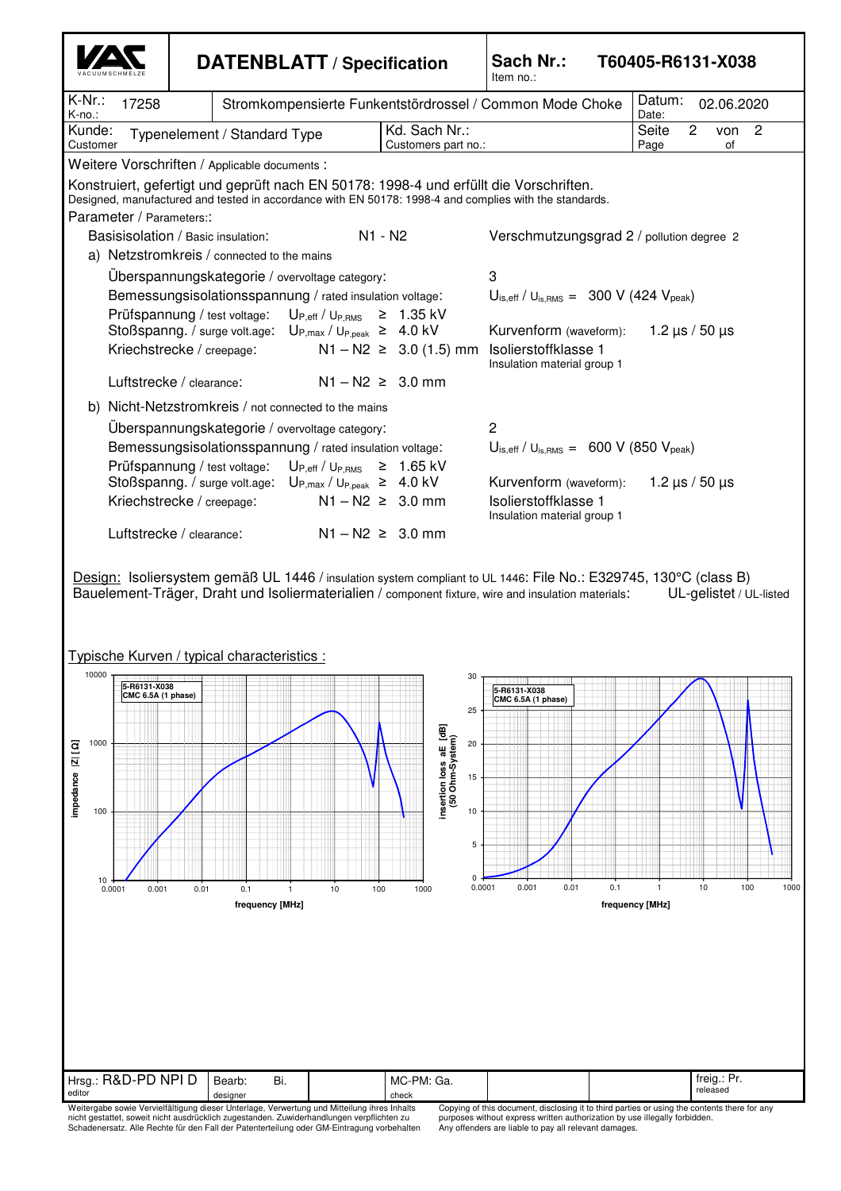# DATENBLATT / Specification

| | | | |
|---|---|---|---|
| K-Nr.: 17258 K-no.: | Stromkompensierte Funkentstördrossel / Common Mode Choke | | Datum: 02.06.2020 Date: |
| Kunde: Typenelement / Standard Type Customer | | Kd. Sach Nr.: Customers part no.: | Seite 2 von 2 Page of |

Sach Nr.: T60405-R6131-X038
Item no.:

Weitere Vorschriften / Applicable documents :

Konstruiert, gefertigt und geprüft nach EN 50178: 1998-4 und erfüllt die Vorschriften.
Designed, manufactured and tested in accordance with EN 50178: 1998-4 and complies with the standards.

Parameter / Parameters::

Basisisolation / Basic insulation: N1 - N2 — Verschmutzungsgrad 2 / pollution degree 2

a) Netzstromkreis / connected to the mains

- Überspannungskategorie / overvoltage category: 3
- Bemessungsisolationsspannung / rated insulation voltage: $U_{is,eff}$ / $U_{is,RMS}$ = 300 V (424 $V_{peak}$)
- Prüfspannung / test voltage: $U_{P,eff}$ / $U_{P,RMS}$ ≥ 1.35 kV
- Stoßspanng. / surge volt.age: $U_{P,max}$ / $U_{P,peak}$ ≥ 4.0 kV — Kurvenform (waveform): 1.2 µs / 50 µs
- Kriechstrecke / creepage: N1 – N2 ≥ 3.0 (1.5) mm — Isolierstoffklasse 1 / Insulation material group 1
- Luftstrecke / clearance: N1 – N2 ≥ 3.0 mm

b) Nicht-Netzstromkreis / not connected to the mains

- Überspannungskategorie / overvoltage category: 2
- Bemessungsisolationsspannung / rated insulation voltage: $U_{is,eff}$ / $U_{is,RMS}$ = 600 V (850 $V_{peak}$)
- Prüfspannung / test voltage: $U_{P,eff}$ / $U_{P,RMS}$ ≥ 1.65 kV
- Stoßspanng. / surge volt.age: $U_{P,max}$ / $U_{P,peak}$ ≥ 4.0 kV — Kurvenform (waveform): 1.2 µs / 50 µs
- Kriechstrecke / creepage: N1 – N2 ≥ 3.0 mm — Isolierstoffklasse 1 / Insulation material group 1
- Luftstrecke / clearance: N1 – N2 ≥ 3.0 mm

Design: Isoliersystem gemäß UL 1446 / insulation system compliant to UL 1446: File No.: E329745, 130°C (class B)
Bauelement-Träger, Draht und Isoliermaterialien / component fixture, wire and insulation materials: UL-gelistet / UL-listed

Typische Kurven / typical characteristics :

5-R6131-X038
CMC 6.5A (1 phase)
impedance |Z| [Ω]
10000
1000
100
10
0.0001 0.001 0.01 0.1 1 10 100 1000
frequency [MHz]

5-R6131-X038
CMC 6.5A (1 phase)
insertion loss aE [dB] (50 Ohm-System)
30
25
20
15
10
5
0
0.0001 0.001 0.01 0.1 1 10 100 1000
frequency [MHz]

| | | | | | | |
|---|---|---|---|---|---|---|
| Hrsg.: R&D-PD NPI D editor | Bearb: Bi. designer | | MC-PM: Ga. check | | | freig.: Pr. released |

Weitergabe sowie Vervielfältigung dieser Unterlage, Verwertung und Mitteilung ihres Inhalts nicht gestattet, soweit nicht ausdrücklich zugestanden. Zuwiderhandlungen verpflichten zu Schadenersatz. Alle Rechte für den Fall der Patenterteilung oder GM-Eintragung vorbehalten

Copying of this document, disclosing it to third parties or using the contents there for any purposes without express written authorization by use illegally forbidden. Any offenders are liable to pay all relevant damages.